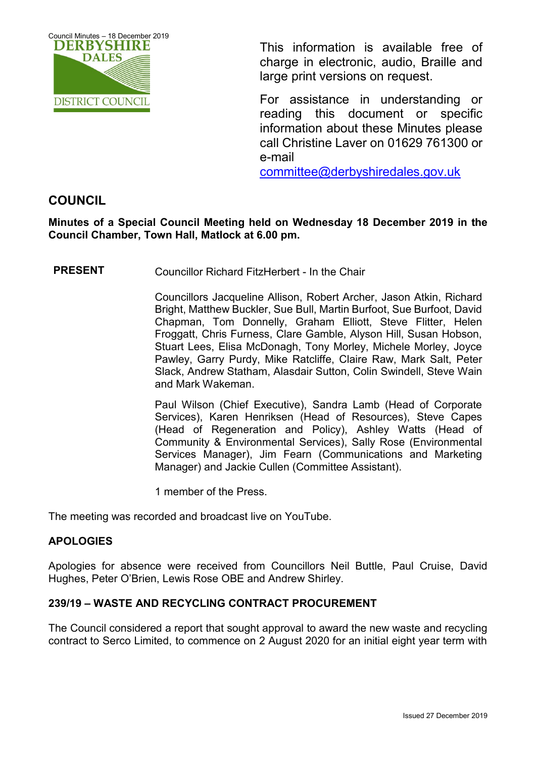This information is available free of charge in electronic, audio, Braille and large print versions on request.

For assistance in understanding or reading this document or specific information about these Minutes please call Christine Laver on 01629 761300 or e-mail committee@derbyshiredales.gov.uk

# COUNCIL

**Minutes of a Special Council Meeting held on Wednesday 18 December 2019 in the Council Chamber, Town Hall, Matlock at 6.00 pm.**

**PRESENT** Councillor Richard FitzHerbert - In the Chair

Councillors Jacqueline Allison, Robert Archer, Jason Atkin, Richard Bright, Matthew Buckler, Sue Bull, Martin Burfoot, Sue Burfoot, David Chapman, Tom Donnelly, Graham Elliott, Steve Flitter, Helen Froggatt, Chris Furness, Clare Gamble, Alyson Hill, Susan Hobson, Stuart Lees, Elisa McDonagh, Tony Morley, Michele Morley, Joyce Pawley, Garry Purdy, Mike Ratcliffe, Claire Raw, Mark Salt, Peter Slack, Andrew Statham, Alasdair Sutton, Colin Swindell, Steve Wain and Mark Wakeman.

Paul Wilson (Chief Executive), Sandra Lamb (Head of Corporate Services), Karen Henriksen (Head of Resources), Steve Capes (Head of Regeneration and Policy), Ashley Watts (Head of Community & Environmental Services), Sally Rose (Environmental Services Manager), Jim Fearn (Communications and Marketing Manager) and Jackie Cullen (Committee Assistant).

1 member of the Press.

The meeting was recorded and broadcast live on YouTube.

## APOLOGIES

Apologies for absence were received from Councillors Neil Buttle, Paul Cruise, David Hughes, Peter O'Brien, Lewis Rose OBE and Andrew Shirley.

## 239/19 – WASTE AND RECYCLING CONTRACT PROCUREMENT

The Council considered a report that sought approval to award the new waste and recycling contract to Serco Limited, to commence on 2 August 2020 for an initial eight year term with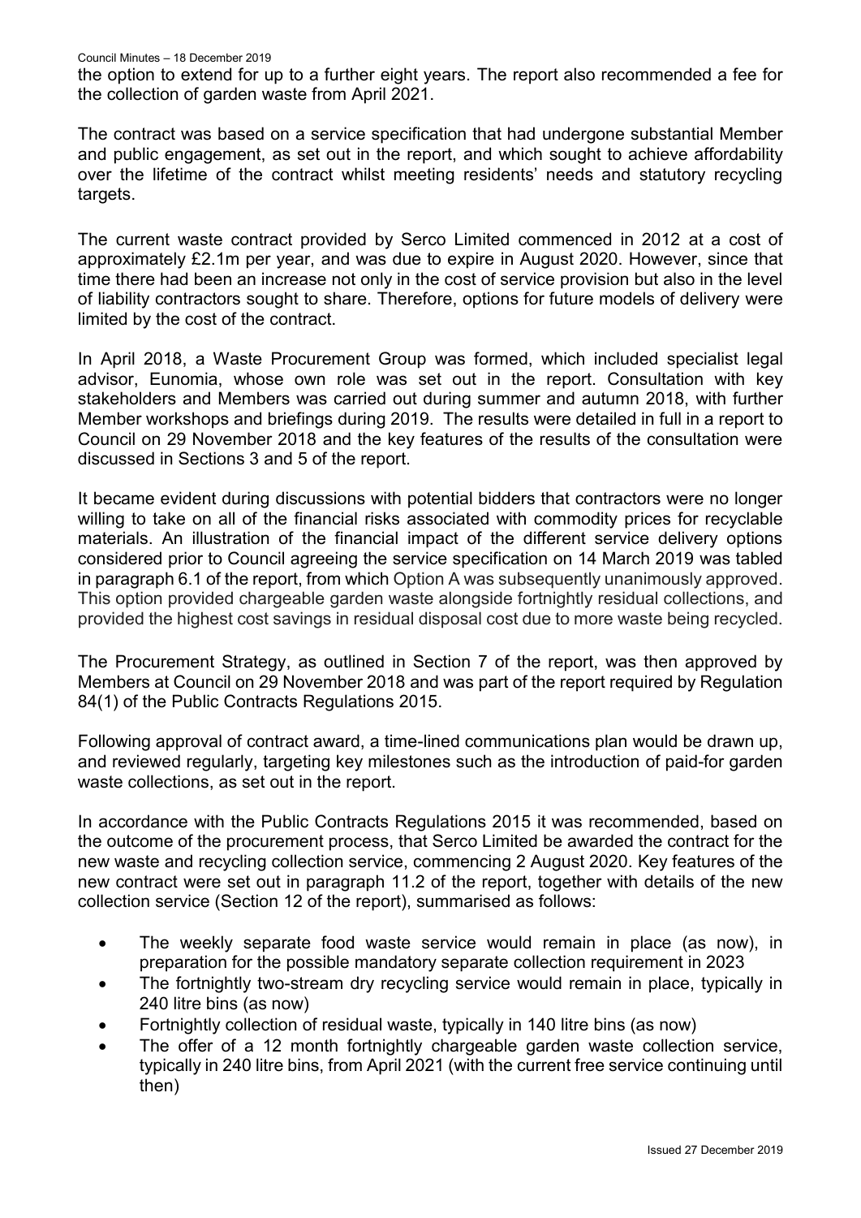the option to extend for up to a further eight years. The report also recommended a fee for the collection of garden waste from April 2021.

The contract was based on a service specification that had undergone substantial Member and public engagement, as set out in the report, and which sought to achieve affordability over the lifetime of the contract whilst meeting residents' needs and statutory recycling targets.

The current waste contract provided by Serco Limited commenced in 2012 at a cost of approximately £2.1m per year, and was due to expire in August 2020. However, since that time there had been an increase not only in the cost of service provision but also in the level of liability contractors sought to share. Therefore, options for future models of delivery were limited by the cost of the contract.

In April 2018, a Waste Procurement Group was formed, which included specialist legal advisor, Eunomia, whose own role was set out in the report. Consultation with key stakeholders and Members was carried out during summer and autumn 2018, with further Member workshops and briefings during 2019. The results were detailed in full in a report to Council on 29 November 2018 and the key features of the results of the consultation were discussed in Sections 3 and 5 of the report.

It became evident during discussions with potential bidders that contractors were no longer willing to take on all of the financial risks associated with commodity prices for recyclable materials. An illustration of the financial impact of the different service delivery options considered prior to Council agreeing the service specification on 14 March 2019 was tabled in paragraph 6.1 of the report, from which Option A was subsequently unanimously approved. This option provided chargeable garden waste alongside fortnightly residual collections, and provided the highest cost savings in residual disposal cost due to more waste being recycled.

The Procurement Strategy, as outlined in Section 7 of the report, was then approved by Members at Council on 29 November 2018 and was part of the report required by Regulation 84(1) of the Public Contracts Regulations 2015.

Following approval of contract award, a time-lined communications plan would be drawn up, and reviewed regularly, targeting key milestones such as the introduction of paid-for garden waste collections, as set out in the report.

In accordance with the Public Contracts Regulations 2015 it was recommended, based on the outcome of the procurement process, that Serco Limited be awarded the contract for the new waste and recycling collection service, commencing 2 August 2020. Key features of the new contract were set out in paragraph 11.2 of the report, together with details of the new collection service (Section 12 of the report), summarised as follows:

- The weekly separate food waste service would remain in place (as now), in preparation for the possible mandatory separate collection requirement in 2023
- The fortnightly two-stream dry recycling service would remain in place, typically in 240 litre bins (as now)
- Fortnightly collection of residual waste, typically in 140 litre bins (as now)
- The offer of a 12 month fortnightly chargeable garden waste collection service, typically in 240 litre bins, from April 2021 (with the current free service continuing until then)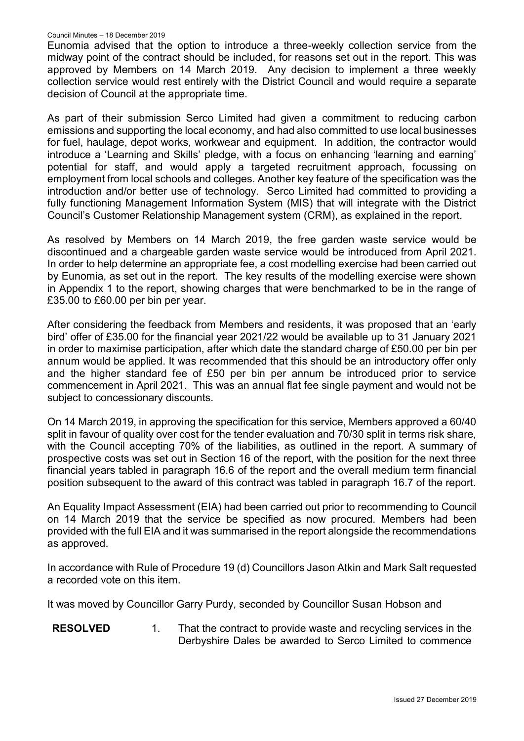Eunomia advised that the option to introduce a three-weekly collection service from the midway point of the contract should be included, for reasons set out in the report. This was approved by Members on 14 March 2019. Any decision to implement a three weekly collection service would rest entirely with the District Council and would require a separate decision of Council at the appropriate time.

As part of their submission Serco Limited had given a commitment to reducing carbon emissions and supporting the local economy, and had also committed to use local businesses for fuel, haulage, depot works, workwear and equipment. In addition, the contractor would introduce a 'Learning and Skills' pledge, with a focus on enhancing 'learning and earning' potential for staff, and would apply a targeted recruitment approach, focussing on employment from local schools and colleges. Another key feature of the specification was the introduction and/or better use of technology. Serco Limited had committed to providing a fully functioning Management Information System (MIS) that will integrate with the District Council's Customer Relationship Management system (CRM), as explained in the report.

As resolved by Members on 14 March 2019, the free garden waste service would be discontinued and a chargeable garden waste service would be introduced from April 2021. In order to help determine an appropriate fee, a cost modelling exercise had been carried out by Eunomia, as set out in the report. The key results of the modelling exercise were shown in Appendix 1 to the report, showing charges that were benchmarked to be in the range of £35.00 to £60.00 per bin per year.

After considering the feedback from Members and residents, it was proposed that an 'early bird' offer of £35.00 for the financial year 2021/22 would be available up to 31 January 2021 in order to maximise participation, after which date the standard charge of £50.00 per bin per annum would be applied. It was recommended that this should be an introductory offer only and the higher standard fee of £50 per bin per annum be introduced prior to service commencement in April 2021. This was an annual flat fee single payment and would not be subject to concessionary discounts.

On 14 March 2019, in approving the specification for this service, Members approved a 60/40 split in favour of quality over cost for the tender evaluation and 70/30 split in terms risk share, with the Council accepting 70% of the liabilities, as outlined in the report. A summary of prospective costs was set out in Section 16 of the report, with the position for the next three financial years tabled in paragraph 16.6 of the report and the overall medium term financial position subsequent to the award of this contract was tabled in paragraph 16.7 of the report.

An Equality Impact Assessment (EIA) had been carried out prior to recommending to Council on 14 March 2019 that the service be specified as now procured. Members had been provided with the full EIA and it was summarised in the report alongside the recommendations as approved.

In accordance with Rule of Procedure 19 (d) Councillors Jason Atkin and Mark Salt requested a recorded vote on this item.

It was moved by Councillor Garry Purdy, seconded by Councillor Susan Hobson and

**RESOLVED** 1. That the contract to provide waste and recycling services in the Derbyshire Dales be awarded to Serco Limited to commence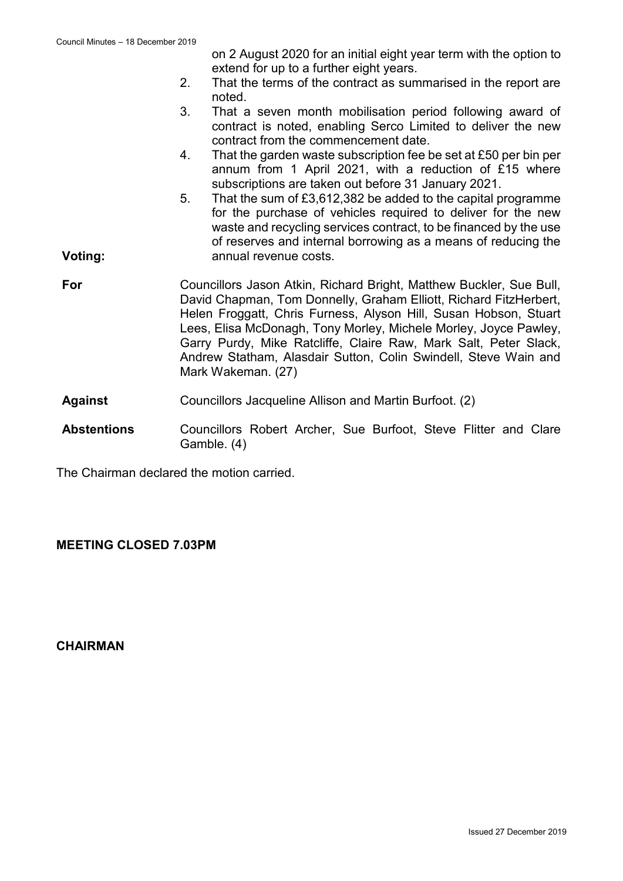on 2 August 2020 for an initial eight year term with the option to extend for up to a further eight years.

2. That the terms of the contract as summarised in the report are noted.
3. That a seven month mobilisation period following award of contract is noted, enabling Serco Limited to deliver the new contract from the commencement date.
4. That the garden waste subscription fee be set at £50 per bin per annum from 1 April 2021, with a reduction of £15 where subscriptions are taken out before 31 January 2021.
5. That the sum of £3,612,382 be added to the capital programme for the purchase of vehicles required to deliver for the new waste and recycling services contract, to be financed by the use of reserves and internal borrowing as a means of reducing the annual revenue costs.

**Voting:**

| | |
|---|---|
| **For** | Councillors Jason Atkin, Richard Bright, Matthew Buckler, Sue Bull, David Chapman, Tom Donnelly, Graham Elliott, Richard FitzHerbert, Helen Froggatt, Chris Furness, Alyson Hill, Susan Hobson, Stuart Lees, Elisa McDonagh, Tony Morley, Michele Morley, Joyce Pawley, Garry Purdy, Mike Ratcliffe, Claire Raw, Mark Salt, Peter Slack, Andrew Statham, Alasdair Sutton, Colin Swindell, Steve Wain and Mark Wakeman. (27) |
| **Against** | Councillors Jacqueline Allison and Martin Burfoot. (2) |
| **Abstentions** | Councillors Robert Archer, Sue Burfoot, Steve Flitter and Clare Gamble. (4) |

The Chairman declared the motion carried.

**MEETING CLOSED 7.03PM**

**CHAIRMAN**

Issued 27 December 2019